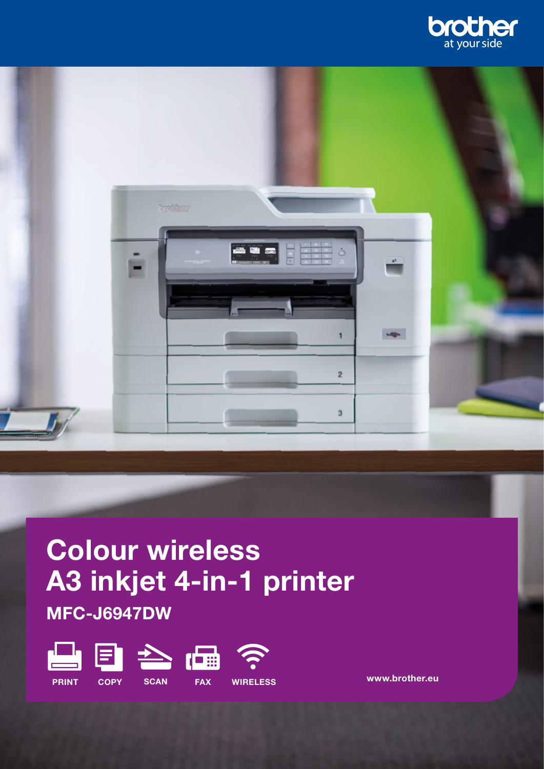# Colour wireless A3 inkjet 4-in-1 printer

## MFC-J6947DW

PRINT COPY SCAN FAX WIRELESS

www.brother.eu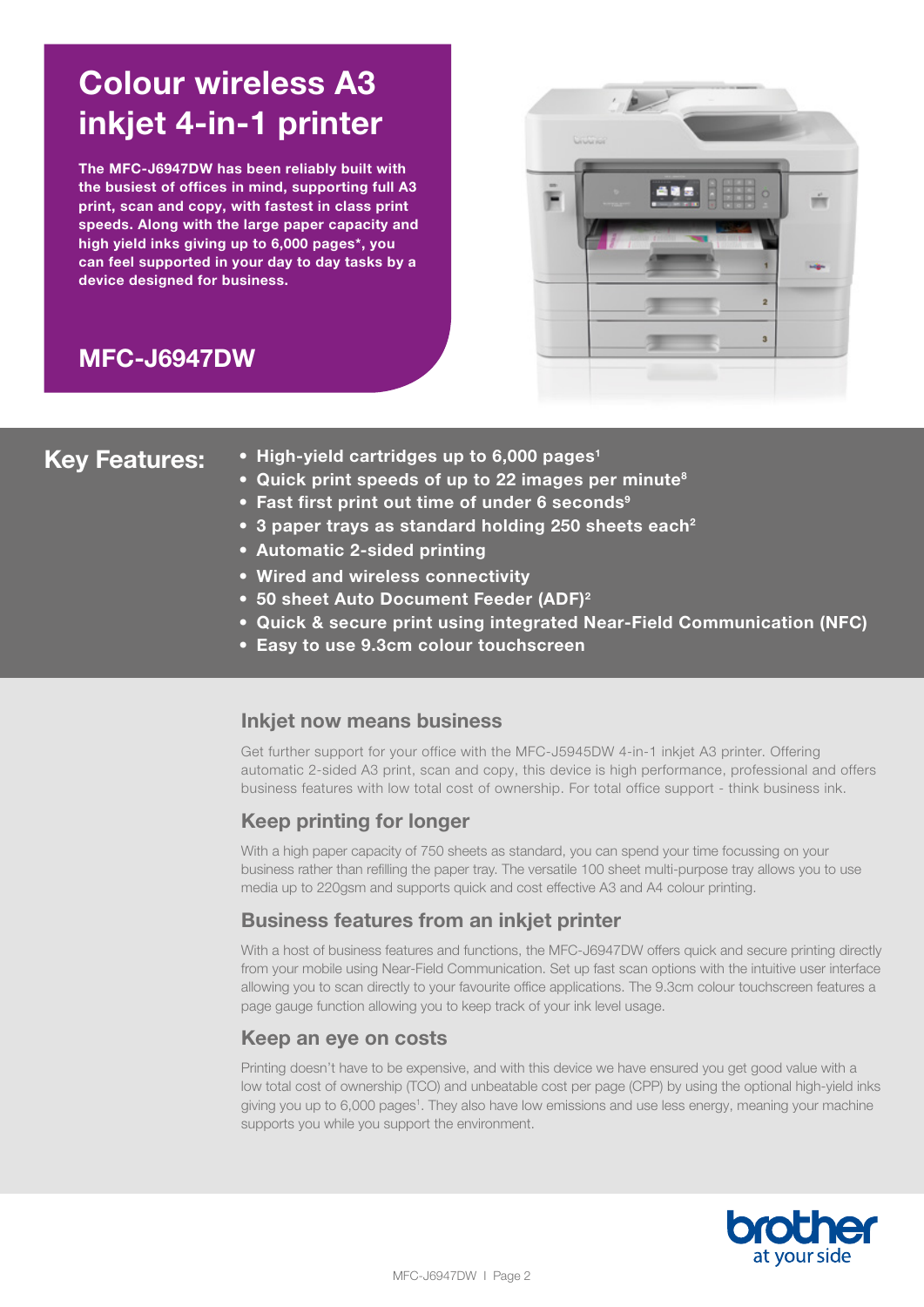# Colour wireless A3 inkjet 4-in-1 printer

**The MFC-J6947DW has been reliably built with the busiest of offices in mind, supporting full A3 print, scan and copy, with fastest in class print speeds. Along with the large paper capacity and high yield inks giving up to 6,000 pages*, you can feel supported in your day to day tasks by a device designed for business.**

## MFC-J6947DW

## Key Features:

- **High-yield cartridges up to 6,000 pages[1]**
- **Quick print speeds of up to 22 images per minute[8]**
- **Fast first print out time of under 6 seconds[9]**
- **3 paper trays as standard holding 250 sheets each[2]**
- **Automatic 2-sided printing**
- **Wired and wireless connectivity**
- **50 sheet Auto Document Feeder (ADF)[2]**
- **Quick & secure print using integrated Near-Field Communication (NFC)**
- **Easy to use 9.3cm colour touchscreen**

### Inkjet now means business

Get further support for your office with the MFC-J5945DW 4-in-1 inkjet A3 printer. Offering automatic 2-sided A3 print, scan and copy, this device is high performance, professional and offers business features with low total cost of ownership. For total office support - think business ink.

### Keep printing for longer

With a high paper capacity of 750 sheets as standard, you can spend your time focussing on your business rather than refilling the paper tray. The versatile 100 sheet multi-purpose tray allows you to use media up to 220gsm and supports quick and cost effective A3 and A4 colour printing.

### Business features from an inkjet printer

With a host of business features and functions, the MFC-J6947DW offers quick and secure printing directly from your mobile using Near-Field Communication. Set up fast scan options with the intuitive user interface allowing you to scan directly to your favourite office applications. The 9.3cm colour touchscreen features a page gauge function allowing you to keep track of your ink level usage.

### Keep an eye on costs

Printing doesn't have to be expensive, and with this device we have ensured you get good value with a low total cost of ownership (TCO) and unbeatable cost per page (CPP) by using the optional high-yield inks giving you up to 6,000 pages[1]. They also have low emissions and use less energy, meaning your machine supports you while you support the environment.

brother
at your side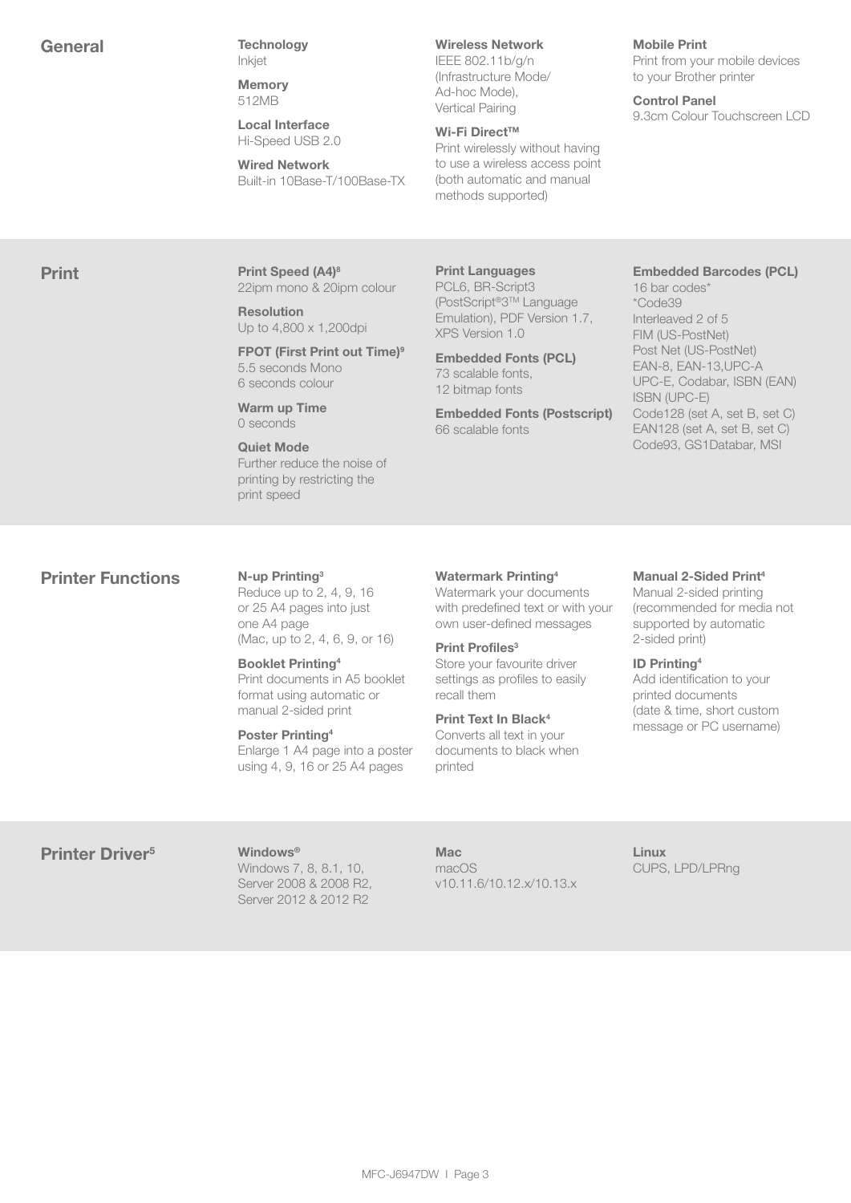## General

**Technology**
Inkjet

**Memory**
512MB

**Local Interface**
Hi-Speed USB 2.0

**Wired Network**
Built-in 10Base-T/100Base-TX

**Wireless Network**
IEEE 802.11b/g/n (Infrastructure Mode/ Ad-hoc Mode), Vertical Pairing

**Wi-Fi Direct™**
Print wirelessly without having to use a wireless access point (both automatic and manual methods supported)

**Mobile Print**
Print from your mobile devices to your Brother printer

**Control Panel**
9.3cm Colour Touchscreen LCD

## Print

**Print Speed (A4)[8]**
22ipm mono & 20ipm colour

**Resolution**
Up to 4,800 x 1,200dpi

**FPOT (First Print out Time)[9]**
5.5 seconds Mono
6 seconds colour

**Warm up Time**
0 seconds

**Quiet Mode**
Further reduce the noise of printing by restricting the print speed

**Print Languages**
PCL6, BR-Script3 (PostScript®3™ Language Emulation), PDF Version 1.7, XPS Version 1.0

**Embedded Fonts (PCL)**
73 scalable fonts,
12 bitmap fonts

**Embedded Fonts (Postscript)**
66 scalable fonts

**Embedded Barcodes (PCL)**
16 bar codes*
*Code39
Interleaved 2 of 5
FIM (US-PostNet)
Post Net (US-PostNet)
EAN-8, EAN-13,UPC-A
UPC-E, Codabar, ISBN (EAN)
ISBN (UPC-E)
Code128 (set A, set B, set C)
EAN128 (set A, set B, set C)
Code93, GS1Databar, MSI

## Printer Functions

**N-up Printing[3]**
Reduce up to 2, 4, 9, 16 or 25 A4 pages into just one A4 page
(Mac, up to 2, 4, 6, 9, or 16)

**Booklet Printing[4]**
Print documents in A5 booklet format using automatic or manual 2-sided print

**Poster Printing[4]**
Enlarge 1 A4 page into a poster using 4, 9, 16 or 25 A4 pages

**Watermark Printing[4]**
Watermark your documents with predefined text or with your own user-defined messages

**Print Profiles[3]**
Store your favourite driver settings as profiles to easily recall them

**Print Text In Black[4]**
Converts all text in your documents to black when printed

**Manual 2-Sided Print[4]**
Manual 2-sided printing (recommended for media not supported by automatic 2-sided print)

**ID Printing[4]**
Add identification to your printed documents (date & time, short custom message or PC username)

## Printer Driver[5]

**Windows®**
Windows 7, 8, 8.1, 10, Server 2008 & 2008 R2, Server 2012 & 2012 R2

**Mac**
macOS v10.11.6/10.12.x/10.13.x

**Linux**
CUPS, LPD/LPRng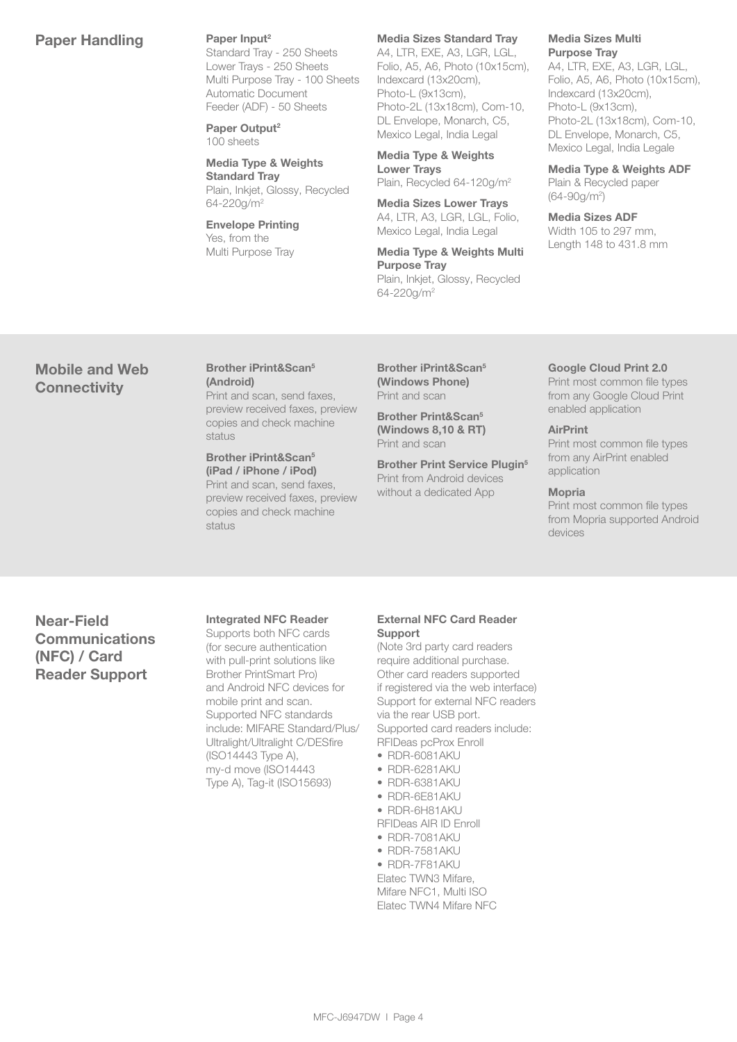## Paper Handling

**Paper Input[2]**
Standard Tray - 250 Sheets
Lower Trays - 250 Sheets
Multi Purpose Tray - 100 Sheets
Automatic Document Feeder (ADF) - 50 Sheets

**Paper Output[2]**
100 sheets

**Media Type & Weights Standard Tray**
Plain, Inkjet, Glossy, Recycled 64-220g/m²

**Envelope Printing**
Yes, from the Multi Purpose Tray

**Media Sizes Standard Tray**
A4, LTR, EXE, A3, LGR, LGL, Folio, A5, A6, Photo (10x15cm), Indexcard (13x20cm), Photo-L (9x13cm), Photo-2L (13x18cm), Com-10, DL Envelope, Monarch, C5, Mexico Legal, India Legal

**Media Type & Weights Lower Trays**
Plain, Recycled 64-120g/m²

**Media Sizes Lower Trays**
A4, LTR, A3, LGR, LGL, Folio, Mexico Legal, India Legal

**Media Type & Weights Multi Purpose Tray**
Plain, Inkjet, Glossy, Recycled 64-220g/m²

**Media Sizes Multi Purpose Tray**
A4, LTR, EXE, A3, LGR, LGL, Folio, A5, A6, Photo (10x15cm), Indexcard (13x20cm), Photo-L (9x13cm), Photo-2L (13x18cm), Com-10, DL Envelope, Monarch, C5, Mexico Legal, India Legale

**Media Type & Weights ADF**
Plain & Recycled paper (64-90g/m²)

**Media Sizes ADF**
Width 105 to 297 mm, Length 148 to 431.8 mm

## Mobile and Web Connectivity

**Brother iPrint&Scan[5] (Android)**
Print and scan, send faxes, preview received faxes, preview copies and check machine status

**Brother iPrint&Scan[5] (iPad / iPhone / iPod)**
Print and scan, send faxes, preview received faxes, preview copies and check machine status

**Brother iPrint&Scan[5] (Windows Phone)**
Print and scan

**Brother Print&Scan[5] (Windows 8,10 & RT)**
Print and scan

**Brother Print Service Plugin[5]**
Print from Android devices without a dedicated App

**Google Cloud Print 2.0**
Print most common file types from any Google Cloud Print enabled application

**AirPrint**
Print most common file types from any AirPrint enabled application

**Mopria**
Print most common file types from Mopria supported Android devices

## Near-Field Communications (NFC) / Card Reader Support

**Integrated NFC Reader**
Supports both NFC cards (for secure authentication with pull-print solutions like Brother PrintSmart Pro) and Android NFC devices for mobile print and scan. Supported NFC standards include: MIFARE Standard/Plus/ Ultralight/Ultralight C/DESfire (ISO14443 Type A), my-d move (ISO14443 Type A), Tag-it (ISO15693)

**External NFC Card Reader Support**
(Note 3rd party card readers require additional purchase. Other card readers supported if registered via the web interface) Support for external NFC readers via the rear USB port. Supported card readers include:
RFIDeas pcProx Enroll
- RDR-6081AKU
- RDR-6281AKU
- RDR-6381AKU
- RDR-6E81AKU
- RDR-6H81AKU

RFIDeas AIR ID Enroll
- RDR-7081AKU
- RDR-7581AKU
- RDR-7F81AKU

Elatec TWN3 Mifare, Mifare NFC1, Multi ISO
Elatec TWN4 Mifare NFC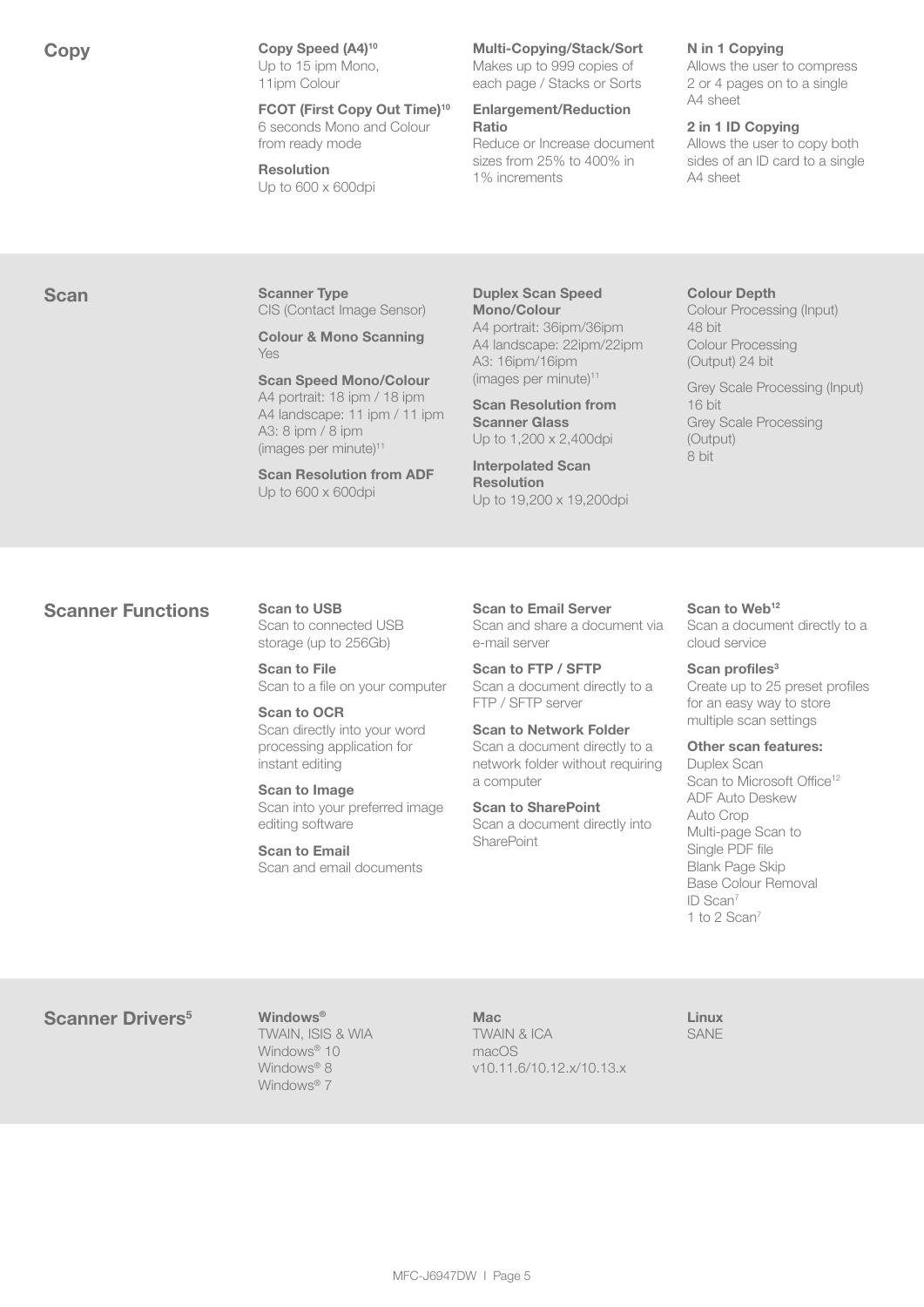## Copy

**Copy Speed (A4)[10]**
Up to 15 ipm Mono, 11ipm Colour

**FCOT (First Copy Out Time)[10]**
6 seconds Mono and Colour from ready mode

**Resolution**
Up to 600 x 600dpi

**Multi-Copying/Stack/Sort**
Makes up to 999 copies of each page / Stacks or Sorts

**Enlargement/Reduction Ratio**
Reduce or Increase document sizes from 25% to 400% in 1% increments

**N in 1 Copying**
Allows the user to compress 2 or 4 pages on to a single A4 sheet

**2 in 1 ID Copying**
Allows the user to copy both sides of an ID card to a single A4 sheet

## Scan

**Scanner Type**
CIS (Contact Image Sensor)

**Colour & Mono Scanning**
Yes

**Scan Speed Mono/Colour**
A4 portrait: 18 ipm / 18 ipm
A4 landscape: 11 ipm / 11 ipm
A3: 8 ipm / 8 ipm
(images per minute)[11]

**Scan Resolution from ADF**
Up to 600 x 600dpi

**Duplex Scan Speed Mono/Colour**
A4 portrait: 36ipm/36ipm
A4 landscape: 22ipm/22ipm
A3: 16ipm/16ipm
(images per minute)[11]

**Scan Resolution from Scanner Glass**
Up to 1,200 x 2,400dpi

**Interpolated Scan Resolution**
Up to 19,200 x 19,200dpi

**Colour Depth**
Colour Processing (Input) 48 bit
Colour Processing (Output) 24 bit

Grey Scale Processing (Input) 16 bit
Grey Scale Processing (Output) 8 bit

## Scanner Functions

**Scan to USB**
Scan to connected USB storage (up to 256Gb)

**Scan to File**
Scan to a file on your computer

**Scan to OCR**
Scan directly into your word processing application for instant editing

**Scan to Image**
Scan into your preferred image editing software

**Scan to Email**
Scan and email documents

**Scan to Email Server**
Scan and share a document via e-mail server

**Scan to FTP / SFTP**
Scan a document directly to a FTP / SFTP server

**Scan to Network Folder**
Scan a document directly to a network folder without requiring a computer

**Scan to SharePoint**
Scan a document directly into SharePoint

**Scan to Web[12]**
Scan a document directly to a cloud service

**Scan profiles[3]**
Create up to 25 preset profiles for an easy way to store multiple scan settings

**Other scan features:**
Duplex Scan
Scan to Microsoft Office[12]
ADF Auto Deskew
Auto Crop
Multi-page Scan to Single PDF file
Blank Page Skip
Base Colour Removal
ID Scan[7]
1 to 2 Scan[7]

## Scanner Drivers[5]

**Windows®**
TWAIN, ISIS & WIA
Windows® 10
Windows® 8
Windows® 7

**Mac**
TWAIN & ICA
macOS v10.11.6/10.12.x/10.13.x

**Linux**
SANE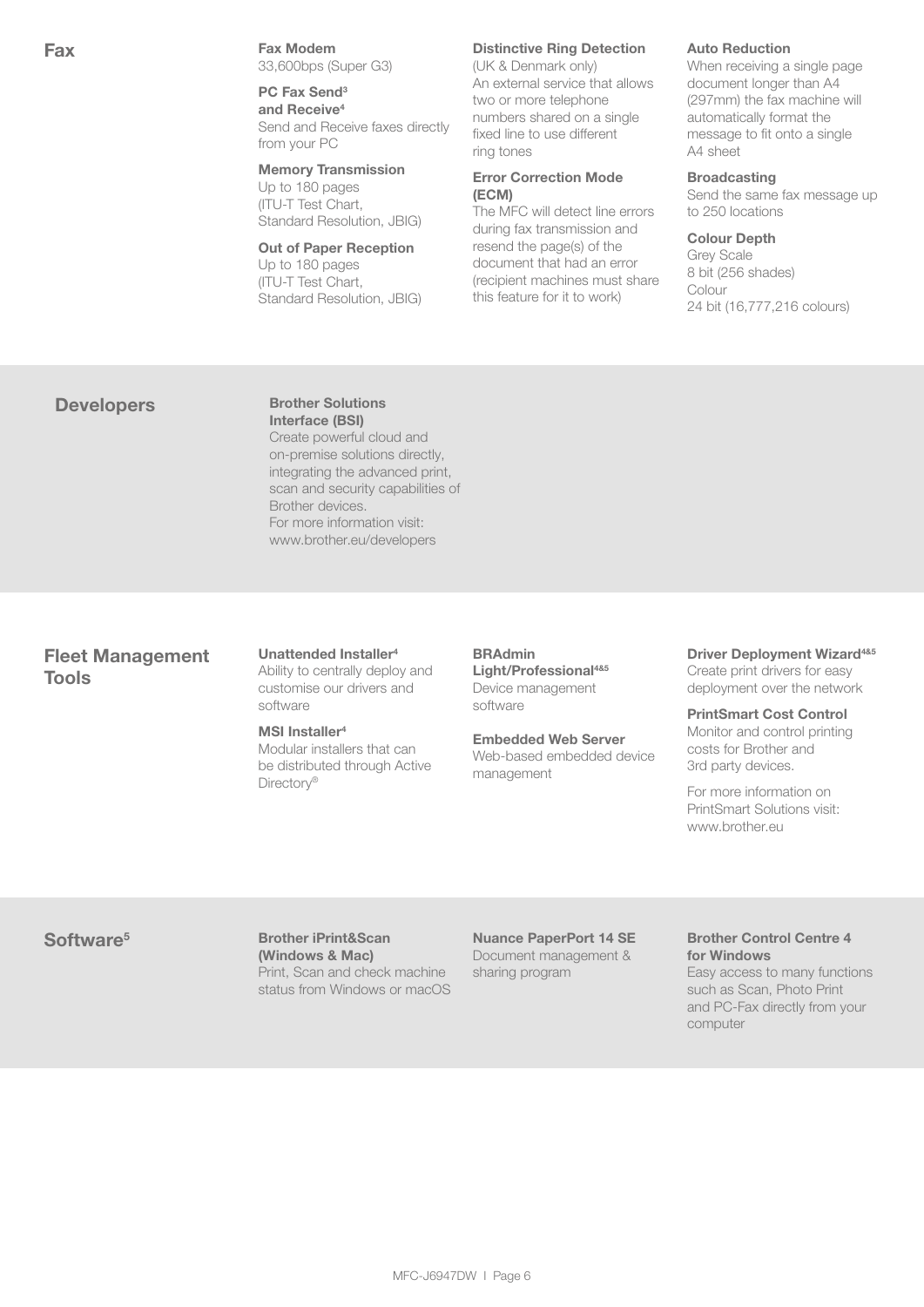## Fax

**Fax Modem**
33,600bps (Super G3)

**PC Fax Send[3] and Receive[4]**
Send and Receive faxes directly from your PC

**Memory Transmission**
Up to 180 pages (ITU-T Test Chart, Standard Resolution, JBIG)

**Out of Paper Reception**
Up to 180 pages (ITU-T Test Chart, Standard Resolution, JBIG)

**Distinctive Ring Detection**
(UK & Denmark only)
An external service that allows two or more telephone numbers shared on a single fixed line to use different ring tones

**Error Correction Mode (ECM)**
The MFC will detect line errors during fax transmission and resend the page(s) of the document that had an error (recipient machines must share this feature for it to work)

**Auto Reduction**
When receiving a single page document longer than A4 (297mm) the fax machine will automatically format the message to fit onto a single A4 sheet

**Broadcasting**
Send the same fax message up to 250 locations

**Colour Depth**
Grey Scale
8 bit (256 shades)
Colour
24 bit (16,777,216 colours)

## Developers

**Brother Solutions Interface (BSI)**
Create powerful cloud and on-premise solutions directly, integrating the advanced print, scan and security capabilities of Brother devices.
For more information visit: www.brother.eu/developers

## Fleet Management Tools

**Unattended Installer[4]**
Ability to centrally deploy and customise our drivers and software

**MSI Installer[4]**
Modular installers that can be distributed through Active Directory®

**BRAdmin Light/Professional[4&5]**
Device management software

**Embedded Web Server**
Web-based embedded device management

**Driver Deployment Wizard[4&5]**
Create print drivers for easy deployment over the network

**PrintSmart Cost Control**
Monitor and control printing costs for Brother and 3rd party devices.

For more information on PrintSmart Solutions visit: www.brother.eu

## Software[5]

**Brother iPrint&Scan (Windows & Mac)**
Print, Scan and check machine status from Windows or macOS

**Nuance PaperPort 14 SE**
Document management & sharing program

**Brother Control Centre 4 for Windows**
Easy access to many functions such as Scan, Photo Print and PC-Fax directly from your computer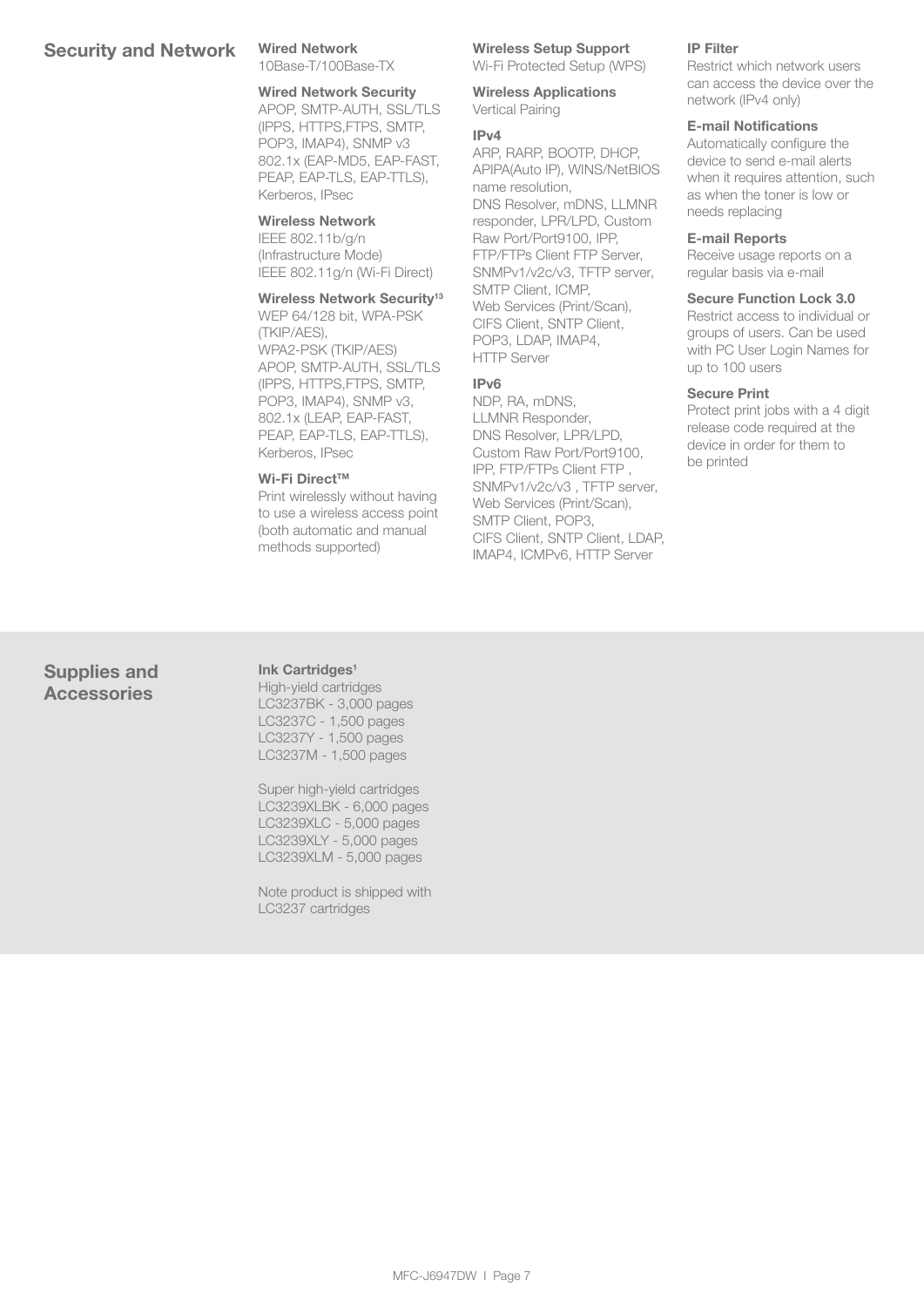## Security and Network

**Wired Network**
10Base-T/100Base-TX

**Wired Network Security**
APOP, SMTP-AUTH, SSL/TLS (IPPS, HTTPS,FTPS, SMTP, POP3, IMAP4), SNMP v3 802.1x (EAP-MD5, EAP-FAST, PEAP, EAP-TLS, EAP-TTLS), Kerberos, IPsec

**Wireless Network**
IEEE 802.11b/g/n (Infrastructure Mode)
IEEE 802.11g/n (Wi-Fi Direct)

**Wireless Network Security[13]**
WEP 64/128 bit, WPA-PSK (TKIP/AES),
WPA2-PSK (TKIP/AES)
APOP, SMTP-AUTH, SSL/TLS (IPPS, HTTPS,FTPS, SMTP, POP3, IMAP4), SNMP v3, 802.1x (LEAP, EAP-FAST, PEAP, EAP-TLS, EAP-TTLS), Kerberos, IPsec

**Wi-Fi Direct™**
Print wirelessly without having to use a wireless access point (both automatic and manual methods supported)

**Wireless Setup Support**
Wi-Fi Protected Setup (WPS)

**Wireless Applications**
Vertical Pairing

**IPv4**
ARP, RARP, BOOTP, DHCP, APIPA(Auto IP), WINS/NetBIOS name resolution,
DNS Resolver, mDNS, LLMNR responder, LPR/LPD, Custom Raw Port/Port9100, IPP, FTP/FTPs Client FTP Server, SNMPv1/v2c/v3, TFTP server, SMTP Client, ICMP,
Web Services (Print/Scan), CIFS Client, SNTP Client, POP3, LDAP, IMAP4,
HTTP Server

**IPv6**
NDP, RA, mDNS,
LLMNR Responder,
DNS Resolver, LPR/LPD,
Custom Raw Port/Port9100,
IPP, FTP/FTPs Client FTP ,
SNMPv1/v2c/v3 , TFTP server,
Web Services (Print/Scan),
SMTP Client, POP3,
CIFS Client, SNTP Client, LDAP,
IMAP4, ICMPv6, HTTP Server

**IP Filter**
Restrict which network users can access the device over the network (IPv4 only)

**E-mail Notifications**
Automatically configure the device to send e-mail alerts when it requires attention, such as when the toner is low or needs replacing

**E-mail Reports**
Receive usage reports on a regular basis via e-mail

**Secure Function Lock 3.0**
Restrict access to individual or groups of users. Can be used with PC User Login Names for up to 100 users

**Secure Print**
Protect print jobs with a 4 digit release code required at the device in order for them to be printed

## Supplies and Accessories

**Ink Cartridges[1]**
High-yield cartridges
LC3237BK - 3,000 pages
LC3237C - 1,500 pages
LC3237Y - 1,500 pages
LC3237M - 1,500 pages

Super high-yield cartridges
LC3239XLBK - 6,000 pages
LC3239XLC - 5,000 pages
LC3239XLY - 5,000 pages
LC3239XLM - 5,000 pages

Note product is shipped with LC3237 cartridges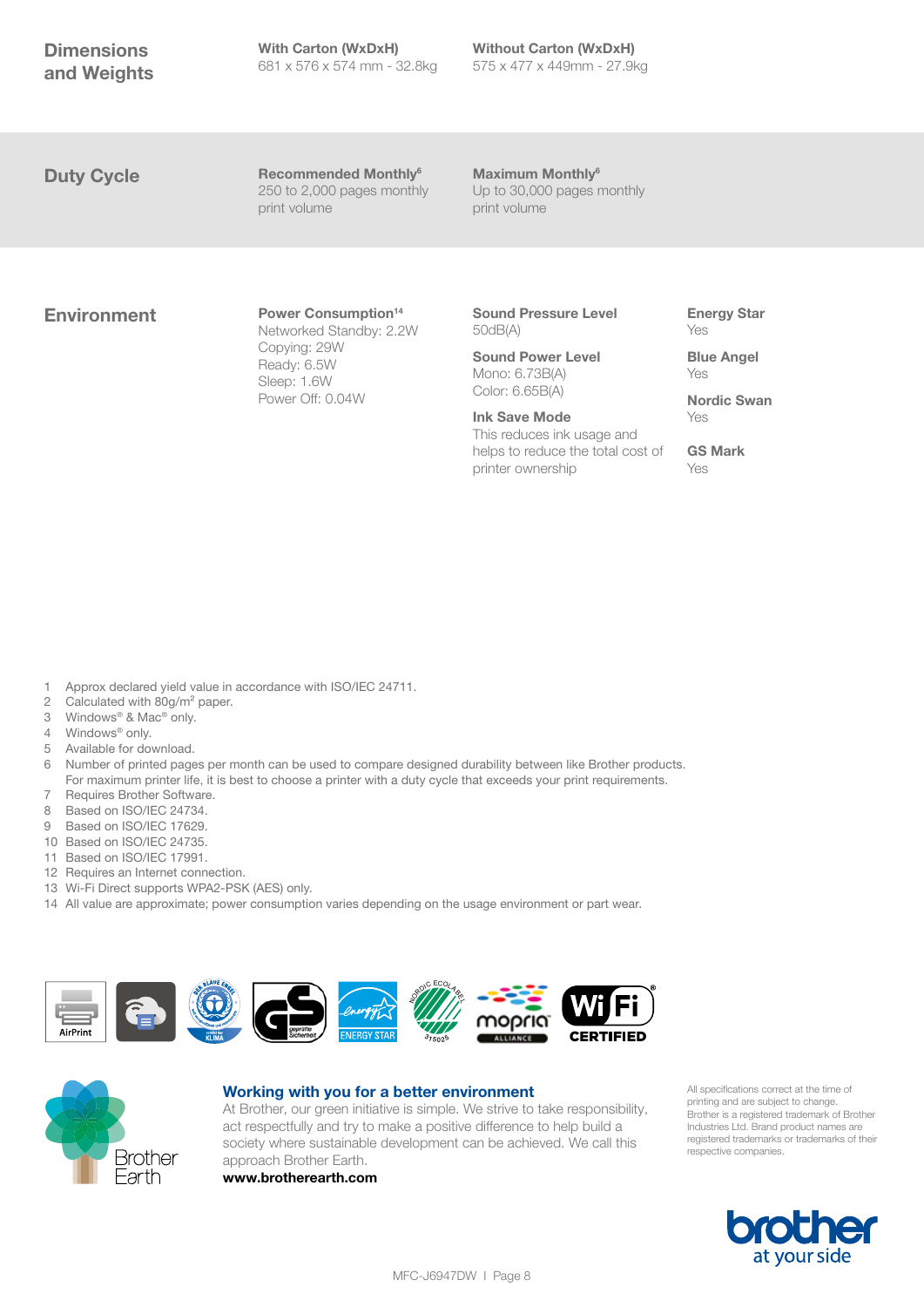## Dimensions and Weights

**With Carton (WxDxH)**
681 x 576 x 574 mm - 32.8kg

**Without Carton (WxDxH)**
575 x 477 x 449mm - 27.9kg

## Duty Cycle

**Recommended Monthly[6]**
250 to 2,000 pages monthly print volume

**Maximum Monthly[6]**
Up to 30,000 pages monthly print volume

## Environment

**Power Consumption[14]**
Networked Standby: 2.2W
Copying: 29W
Ready: 6.5W
Sleep: 1.6W
Power Off: 0.04W

**Sound Pressure Level**
50dB(A)

**Sound Power Level**
Mono: 6.73B(A)
Color: 6.65B(A)

**Ink Save Mode**
This reduces ink usage and helps to reduce the total cost of printer ownership

**Energy Star**
Yes

**Blue Angel**
Yes

**Nordic Swan**
Yes

**GS Mark**
Yes

1 Approx declared yield value in accordance with ISO/IEC 24711.
2 Calculated with 80g/m² paper.
3 Windows® & Mac® only.
4 Windows® only.
5 Available for download.
6 Number of printed pages per month can be used to compare designed durability between like Brother products. For maximum printer life, it is best to choose a printer with a duty cycle that exceeds your print requirements.
7 Requires Brother Software.
8 Based on ISO/IEC 24734.
9 Based on ISO/IEC 17629.
10 Based on ISO/IEC 24735.
11 Based on ISO/IEC 17991.
12 Requires an Internet connection.
13 Wi-Fi Direct supports WPA2-PSK (AES) only.
14 All value are approximate; power consumption varies depending on the usage environment or part wear.

AirPrint

ENERGY STAR

315025

mopria ALLIANCE

Wi Fi CERTIFIED

Brother Earth

### Working with you for a better environment

At Brother, our green initiative is simple. We strive to take responsibility, act respectfully and try to make a positive difference to help build a society where sustainable development can be achieved. We call this approach Brother Earth.

**www.brotherearth.com**

All specifications correct at the time of printing and are subject to change. Brother is a registered trademark of Brother Industries Ltd. Brand product names are registered trademarks or trademarks of their respective companies.

brother at your side